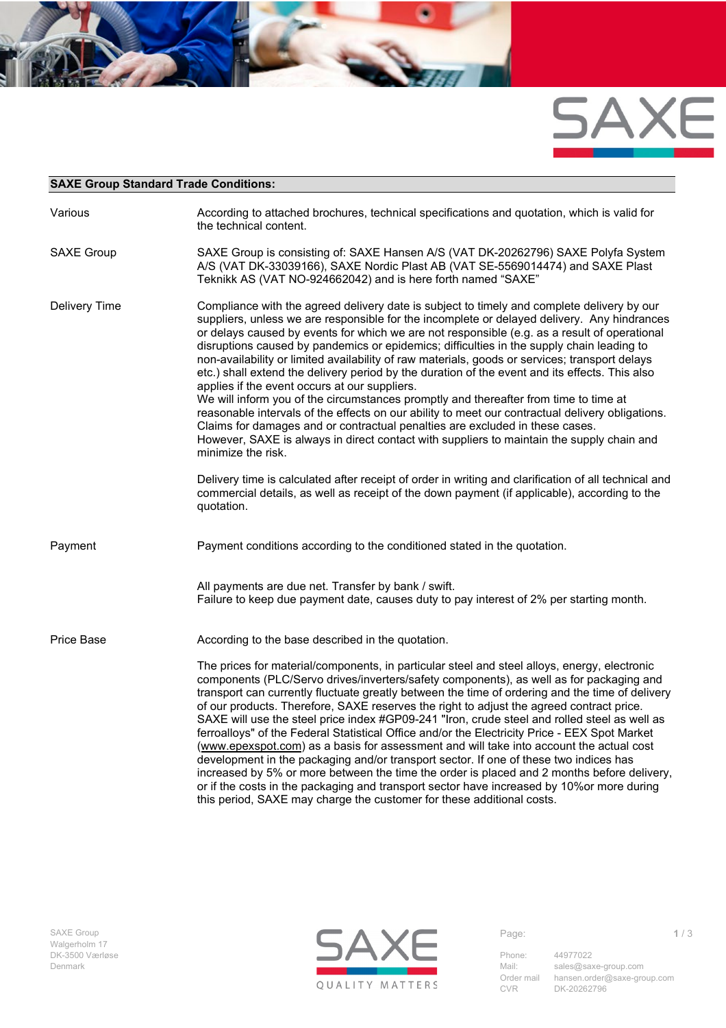**SAXE Group Standard Trade Conditions:**

| | |
|---|---|
| Various | According to attached brochures, technical specifications and quotation, which is valid for the technical content. |
| SAXE Group | SAXE Group is consisting of: SAXE Hansen A/S (VAT DK-20262796) SAXE Polyfa System A/S (VAT DK-33039166), SAXE Nordic Plast AB (VAT SE-5569014474) and SAXE Plast Teknikk AS (VAT NO-924662042) and is here forth named "SAXE" |
| Delivery Time | Compliance with the agreed delivery date is subject to timely and complete delivery by our suppliers, unless we are responsible for the incomplete or delayed delivery. Any hindrances or delays caused by events for which we are not responsible (e.g. as a result of operational disruptions caused by pandemics or epidemics; difficulties in the supply chain leading to non-availability or limited availability of raw materials, goods or services; transport delays etc.) shall extend the delivery period by the duration of the event and its effects. This also applies if the event occurs at our suppliers.<br>We will inform you of the circumstances promptly and thereafter from time to time at reasonable intervals of the effects on our ability to meet our contractual delivery obligations. Claims for damages and or contractual penalties are excluded in these cases.<br>However, SAXE is always in direct contact with suppliers to maintain the supply chain and minimize the risk.<br><br>Delivery time is calculated after receipt of order in writing and clarification of all technical and commercial details, as well as receipt of the down payment (if applicable), according to the quotation. |
| Payment | Payment conditions according to the conditioned stated in the quotation.<br><br>All payments are due net. Transfer by bank / swift.<br>Failure to keep due payment date, causes duty to pay interest of 2% per starting month. |
| Price Base | According to the base described in the quotation.<br><br>The prices for material/components, in particular steel and steel alloys, energy, electronic components (PLC/Servo drives/inverters/safety components), as well as for packaging and transport can currently fluctuate greatly between the time of ordering and the time of delivery of our products. Therefore, SAXE reserves the right to adjust the agreed contract price. SAXE will use the steel price index #GP09-241 "Iron, crude steel and rolled steel as well as ferroalloys" of the Federal Statistical Office and/or the Electricity Price - EEX Spot Market (www.epexspot.com) as a basis for assessment and will take into account the actual cost development in the packaging and/or transport sector. If one of these two indices has increased by 5% or more between the time the order is placed and 2 months before delivery, or if the costs in the packaging and transport sector have increased by 10%or more during this period, SAXE may charge the customer for these additional costs. |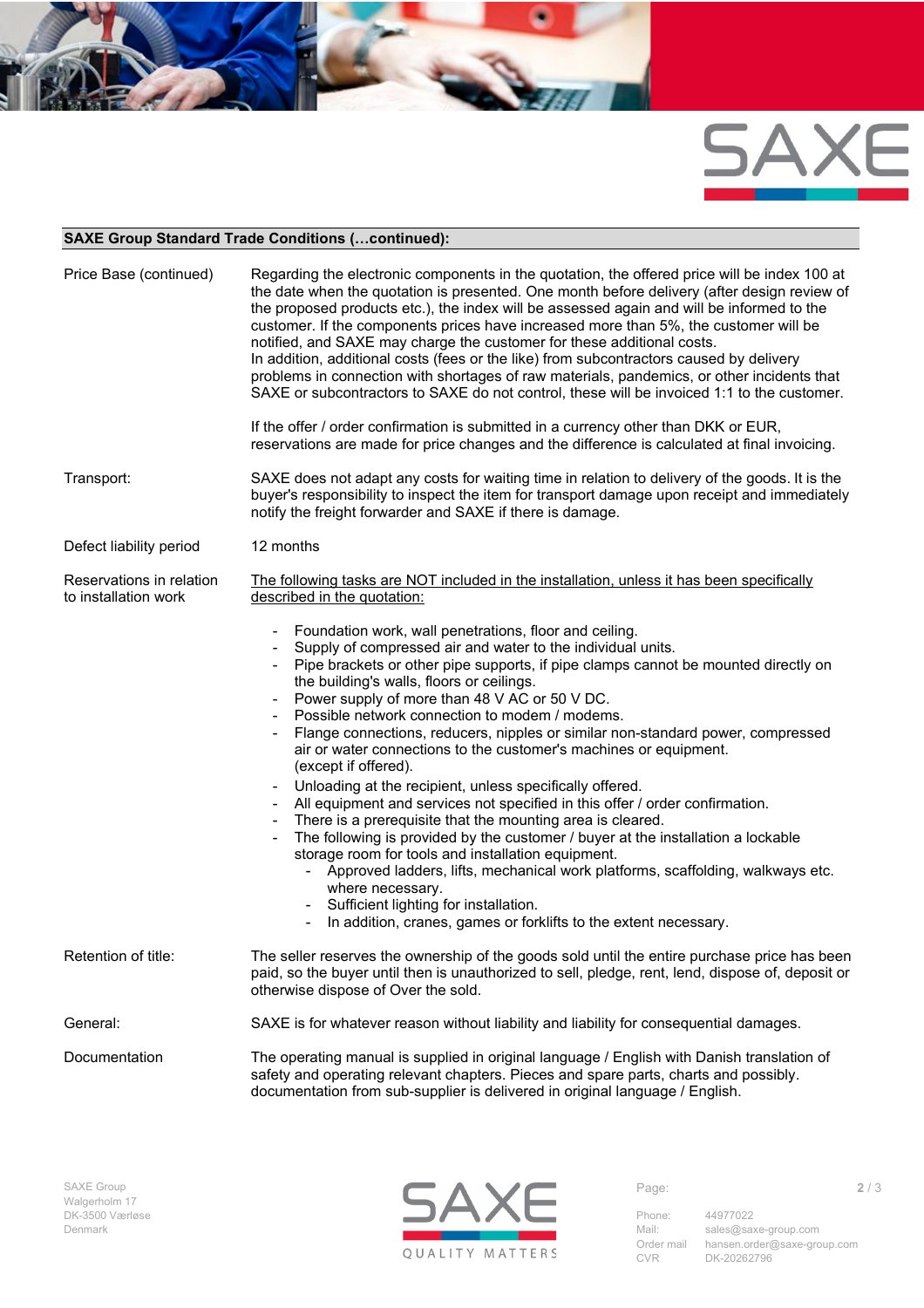## SAXE Group Standard Trade Conditions (…continued):

| | |
|---|---|
| Price Base (continued) | Regarding the electronic components in the quotation, the offered price will be index 100 at the date when the quotation is presented. One month before delivery (after design review of the proposed products etc.), the index will be assessed again and will be informed to the customer. If the components prices have increased more than 5%, the customer will be notified, and SAXE may charge the customer for these additional costs. In addition, additional costs (fees or the like) from subcontractors caused by delivery problems in connection with shortages of raw materials, pandemics, or other incidents that SAXE or subcontractors to SAXE do not control, these will be invoiced 1:1 to the customer.<br><br>If the offer / order confirmation is submitted in a currency other than DKK or EUR, reservations are made for price changes and the difference is calculated at final invoicing. |
| Transport: | SAXE does not adapt any costs for waiting time in relation to delivery of the goods. It is the buyer's responsibility to inspect the item for transport damage upon receipt and immediately notify the freight forwarder and SAXE if there is damage. |
| Defect liability period | 12 months |
| Reservations in relation to installation work | <u>The following tasks are NOT included in the installation, unless it has been specifically described in the quotation:</u><br><br>- Foundation work, wall penetrations, floor and ceiling.<br>- Supply of compressed air and water to the individual units.<br>- Pipe brackets or other pipe supports, if pipe clamps cannot be mounted directly on the building's walls, floors or ceilings.<br>- Power supply of more than 48 V AC or 50 V DC.<br>- Possible network connection to modem / modems.<br>- Flange connections, reducers, nipples or similar non-standard power, compressed air or water connections to the customer's machines or equipment. (except if offered).<br>- Unloading at the recipient, unless specifically offered.<br>- All equipment and services not specified in this offer / order confirmation.<br>- There is a prerequisite that the mounting area is cleared.<br>- The following is provided by the customer / buyer at the installation a lockable storage room for tools and installation equipment.<br>&nbsp;&nbsp;&nbsp;&nbsp;- Approved ladders, lifts, mechanical work platforms, scaffolding, walkways etc. where necessary.<br>&nbsp;&nbsp;&nbsp;&nbsp;- Sufficient lighting for installation.<br>&nbsp;&nbsp;&nbsp;&nbsp;- In addition, cranes, games or forklifts to the extent necessary. |
| Retention of title: | The seller reserves the ownership of the goods sold until the entire purchase price has been paid, so the buyer until then is unauthorized to sell, pledge, rent, lend, dispose of, deposit or otherwise dispose of Over the sold. |
| General: | SAXE is for whatever reason without liability and liability for consequential damages. |
| Documentation | The operating manual is supplied in original language / English with Danish translation of safety and operating relevant chapters. Pieces and spare parts, charts and possibly. documentation from sub-supplier is delivered in original language / English. |

SAXE Group
Walgerholm 17
DK-3500 Værløse
Denmark

SAXE
QUALITY MATTERS

Phone: 44977022
Mail: sales@saxe-group.com
Order mail hansen.order@saxe-group.com
CVR DK-20262796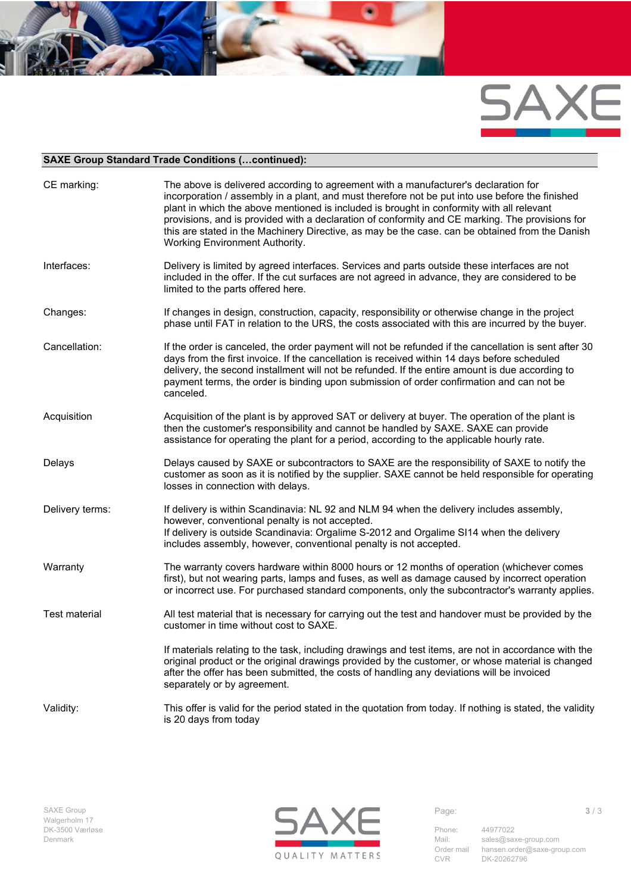## SAXE Group Standard Trade Conditions (…continued):

| | |
|---|---|
| CE marking: | The above is delivered according to agreement with a manufacturer's declaration for incorporation / assembly in a plant, and must therefore not be put into use before the finished plant in which the above mentioned is included is brought in conformity with all relevant provisions, and is provided with a declaration of conformity and CE marking. The provisions for this are stated in the Machinery Directive, as may be the case. can be obtained from the Danish Working Environment Authority. |
| Interfaces: | Delivery is limited by agreed interfaces. Services and parts outside these interfaces are not included in the offer. If the cut surfaces are not agreed in advance, they are considered to be limited to the parts offered here. |
| Changes: | If changes in design, construction, capacity, responsibility or otherwise change in the project phase until FAT in relation to the URS, the costs associated with this are incurred by the buyer. |
| Cancellation: | If the order is canceled, the order payment will not be refunded if the cancellation is sent after 30 days from the first invoice. If the cancellation is received within 14 days before scheduled delivery, the second installment will not be refunded. If the entire amount is due according to payment terms, the order is binding upon submission of order confirmation and can not be canceled. |
| Acquisition | Acquisition of the plant is by approved SAT or delivery at buyer. The operation of the plant is then the customer's responsibility and cannot be handled by SAXE. SAXE can provide assistance for operating the plant for a period, according to the applicable hourly rate. |
| Delays | Delays caused by SAXE or subcontractors to SAXE are the responsibility of SAXE to notify the customer as soon as it is notified by the supplier. SAXE cannot be held responsible for operating losses in connection with delays. |
| Delivery terms: | If delivery is within Scandinavia: NL 92 and NLM 94 when the delivery includes assembly, however, conventional penalty is not accepted.<br>If delivery is outside Scandinavia: Orgalime S-2012 and Orgalime SI14 when the delivery includes assembly, however, conventional penalty is not accepted. |
| Warranty | The warranty covers hardware within 8000 hours or 12 months of operation (whichever comes first), but not wearing parts, lamps and fuses, as well as damage caused by incorrect operation or incorrect use. For purchased standard components, only the subcontractor's warranty applies. |
| Test material | All test material that is necessary for carrying out the test and handover must be provided by the customer in time without cost to SAXE.<br><br>If materials relating to the task, including drawings and test items, are not in accordance with the original product or the original drawings provided by the customer, or whose material is changed after the offer has been submitted, the costs of handling any deviations will be invoiced separately or by agreement. |
| Validity: | This offer is valid for the period stated in the quotation from today. If nothing is stated, the validity is 20 days from today |

SAXE Group
Walgerholm 17
DK-3500 Værløse
Denmark

SAXE
QUALITY MATTERS

Phone: 44977022
Mail: sales@saxe-group.com
Order mail hansen.order@saxe-group.com
CVR DK-20262796